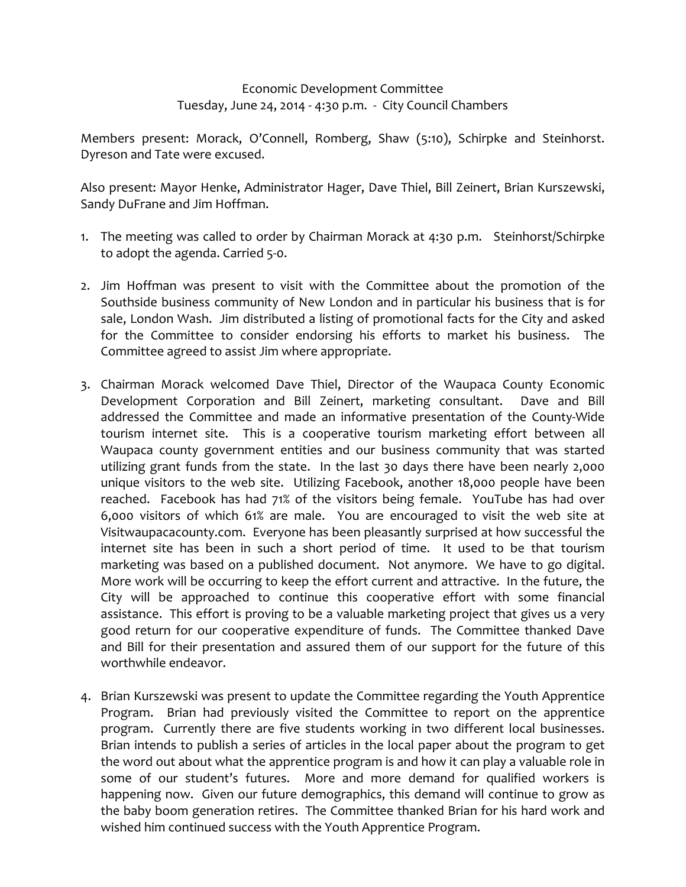Economic Development Committee
Tuesday, June 24, 2014 - 4:30 p.m. - City Council Chambers

Members present: Morack, O'Connell, Romberg, Shaw (5:10), Schirpke and Steinhorst. Dyreson and Tate were excused.

Also present: Mayor Henke, Administrator Hager, Dave Thiel, Bill Zeinert, Brian Kurszewski, Sandy DuFrane and Jim Hoffman.

1. The meeting was called to order by Chairman Morack at 4:30 p.m. Steinhorst/Schirpke to adopt the agenda. Carried 5-0.

2. Jim Hoffman was present to visit with the Committee about the promotion of the Southside business community of New London and in particular his business that is for sale, London Wash. Jim distributed a listing of promotional facts for the City and asked for the Committee to consider endorsing his efforts to market his business. The Committee agreed to assist Jim where appropriate.

3. Chairman Morack welcomed Dave Thiel, Director of the Waupaca County Economic Development Corporation and Bill Zeinert, marketing consultant. Dave and Bill addressed the Committee and made an informative presentation of the County-Wide tourism internet site. This is a cooperative tourism marketing effort between all Waupaca county government entities and our business community that was started utilizing grant funds from the state. In the last 30 days there have been nearly 2,000 unique visitors to the web site. Utilizing Facebook, another 18,000 people have been reached. Facebook has had 71% of the visitors being female. YouTube has had over 6,000 visitors of which 61% are male. You are encouraged to visit the web site at Visitwaupacacounty.com. Everyone has been pleasantly surprised at how successful the internet site has been in such a short period of time. It used to be that tourism marketing was based on a published document. Not anymore. We have to go digital. More work will be occurring to keep the effort current and attractive. In the future, the City will be approached to continue this cooperative effort with some financial assistance. This effort is proving to be a valuable marketing project that gives us a very good return for our cooperative expenditure of funds. The Committee thanked Dave and Bill for their presentation and assured them of our support for the future of this worthwhile endeavor.

4. Brian Kurszewski was present to update the Committee regarding the Youth Apprentice Program. Brian had previously visited the Committee to report on the apprentice program. Currently there are five students working in two different local businesses. Brian intends to publish a series of articles in the local paper about the program to get the word out about what the apprentice program is and how it can play a valuable role in some of our student's futures. More and more demand for qualified workers is happening now. Given our future demographics, this demand will continue to grow as the baby boom generation retires. The Committee thanked Brian for his hard work and wished him continued success with the Youth Apprentice Program.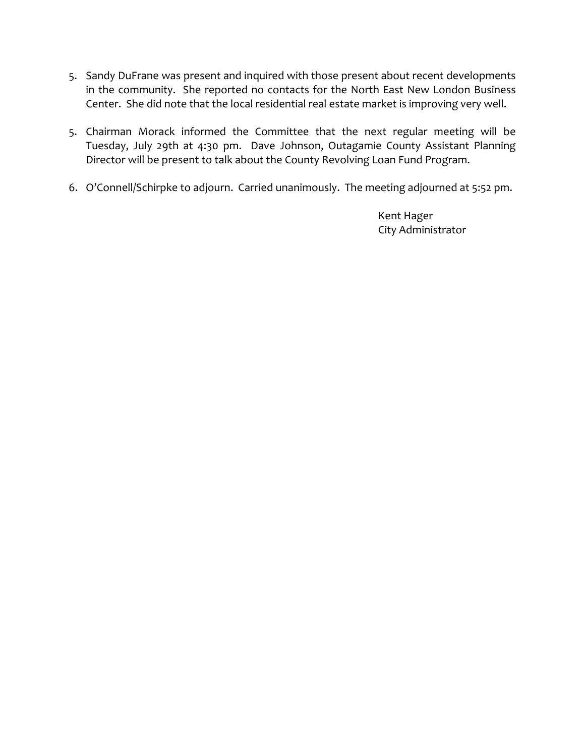5. Sandy DuFrane was present and inquired with those present about recent developments in the community. She reported no contacts for the North East New London Business Center. She did note that the local residential real estate market is improving very well.

5. Chairman Morack informed the Committee that the next regular meeting will be Tuesday, July 29th at 4:30 pm. Dave Johnson, Outagamie County Assistant Planning Director will be present to talk about the County Revolving Loan Fund Program.

6. O'Connell/Schirpke to adjourn. Carried unanimously. The meeting adjourned at 5:52 pm.

Kent Hager
City Administrator